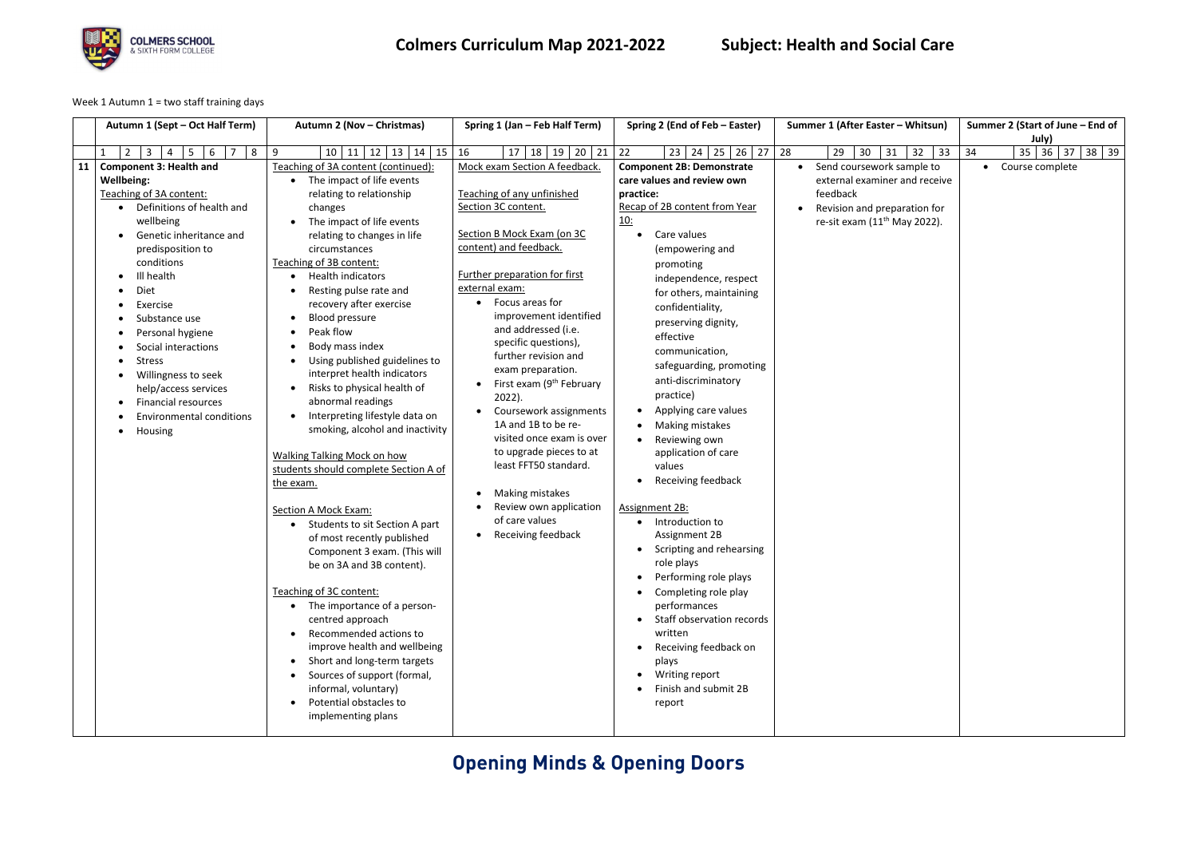# Colmers Curriculum Map 2021-2022 — Subject: Health and Social Care

Week 1 Autumn 1 = two staff training days

| | Autumn 1 (Sept – Oct Half Term) | Autumn 2 (Nov – Christmas) | Spring 1 (Jan – Feb Half Term) | Spring 2 (End of Feb – Easter) | Summer 1 (After Easter – Whitsun) | Summer 2 (Start of June – End of July) |
|---|---|---|---|---|---|---|
| | 1 2 3 4 5 6 7 8 | 9 10 11 12 13 14 15 | 16 17 18 19 20 21 | 22 23 24 25 26 27 | 28 29 30 31 32 33 | 34 35 36 37 38 39 |
| 11 | **Component 3: Health and Wellbeing:**<br>Teaching of 3A content:<br>• Definitions of health and wellbeing<br>• Genetic inheritance and predisposition to conditions<br>• Ill health<br>• Diet<br>• Exercise<br>• Substance use<br>• Personal hygiene<br>• Social interactions<br>• Stress<br>• Willingness to seek help/access services<br>• Financial resources<br>• Environmental conditions<br>• Housing | Teaching of 3A content (continued):<br>• The impact of life events relating to relationship changes<br>• The impact of life events relating to changes in life circumstances<br>Teaching of 3B content:<br>• Health indicators<br>• Resting pulse rate and recovery after exercise<br>• Blood pressure<br>• Peak flow<br>• Body mass index<br>• Using published guidelines to interpret health indicators<br>• Risks to physical health of abnormal readings<br>• Interpreting lifestyle data on smoking, alcohol and inactivity<br><br>Walking Talking Mock on how students should complete Section A of the exam.<br><br>Section A Mock Exam:<br>• Students to sit Section A part of most recently published Component 3 exam. (This will be on 3A and 3B content).<br><br>Teaching of 3C content:<br>• The importance of a person-centred approach<br>• Recommended actions to improve health and wellbeing<br>• Short and long-term targets<br>• Sources of support (formal, informal, voluntary)<br>• Potential obstacles to implementing plans | Mock exam Section A feedback.<br><br>Teaching of any unfinished Section 3C content.<br><br>Section B Mock Exam (on 3C content) and feedback.<br><br>Further preparation for first external exam:<br>• Focus areas for improvement identified and addressed (i.e. specific questions), further revision and exam preparation.<br>• First exam (9th February 2022).<br>• Coursework assignments 1A and 1B to be re-visited once exam is over to upgrade pieces to at least FFT50 standard.<br><br>• Making mistakes<br>• Review own application of care values<br>• Receiving feedback | **Component 2B: Demonstrate care values and review own practice:**<br>Recap of 2B content from Year 10:<br>• Care values (empowering and promoting independence, respect for others, maintaining confidentiality, preserving dignity, effective communication, safeguarding, promoting anti-discriminatory practice)<br>• Applying care values<br>• Making mistakes<br>• Reviewing own application of care values<br>• Receiving feedback<br><br>Assignment 2B:<br>• Introduction to Assignment 2B<br>• Scripting and rehearsing role plays<br>• Performing role plays<br>• Completing role play performances<br>• Staff observation records written<br>• Receiving feedback on plays<br>• Writing report<br>• Finish and submit 2B report | • Send coursework sample to external examiner and receive feedback<br>• Revision and preparation for re-sit exam (11th May 2022). | • Course complete |

**Opening Minds & Opening Doors**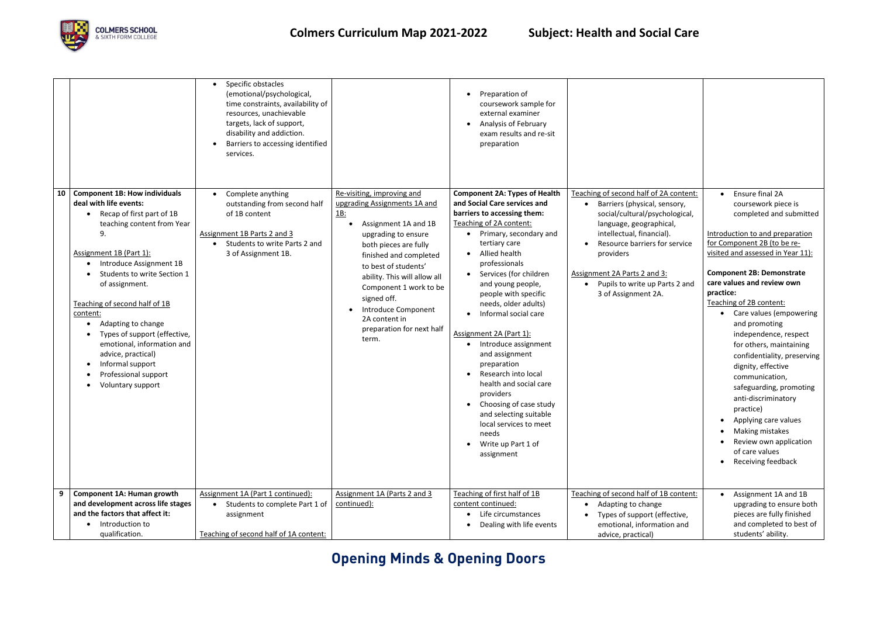| | | | | | | |
|---|---|---|---|---|---|---|
| | | • Specific obstacles (emotional/psychological, time constraints, availability of resources, unachievable targets, lack of support, disability and addiction.<br>• Barriers to accessing identified services. | | • Preparation of coursework sample for external examiner<br>• Analysis of February exam results and re-sit preparation | | |
| **10** | **Component 1B: How individuals deal with life events:**<br>• Recap of first part of 1B teaching content from Year 9.<br><br>Assignment 1B (Part 1):<br>• Introduce Assignment 1B<br>• Students to write Section 1 of assignment.<br><br>Teaching of second half of 1B content:<br>• Adapting to change<br>• Types of support (effective, emotional, information and advice, practical)<br>• Informal support<br>• Professional support<br>• Voluntary support | • Complete anything outstanding from second half of 1B content<br><br>Assignment 1B Parts 2 and 3<br>• Students to write Parts 2 and 3 of Assignment 1B. | Re-visiting, improving and upgrading Assignments 1A and 1B:<br>• Assignment 1A and 1B upgrading to ensure both pieces are fully finished and completed to best of students' ability. This will allow all Component 1 work to be signed off.<br>• Introduce Component 2A content in preparation for next half term. | **Component 2A: Types of Health and Social Care services and barriers to accessing them:**<br>Teaching of 2A content:<br>• Primary, secondary and tertiary care<br>• Allied health professionals<br>• Services (for children and young people, people with specific needs, older adults)<br>• Informal social care<br><br>Assignment 2A (Part 1):<br>• Introduce assignment and assignment preparation<br>• Research into local health and social care providers<br>• Choosing of case study and selecting suitable local services to meet needs<br>• Write up Part 1 of assignment | Teaching of second half of 2A content:<br>• Barriers (physical, sensory, social/cultural/psychological, language, geographical, intellectual, financial).<br>• Resource barriers for service providers<br><br>Assignment 2A Parts 2 and 3:<br>• Pupils to write up Parts 2 and 3 of Assignment 2A. | • Ensure final 2A coursework piece is completed and submitted<br><br>Introduction to and preparation for Component 2B (to be re-visited and assessed in Year 11):<br><br>**Component 2B: Demonstrate care values and review own practice:**<br>Teaching of 2B content:<br>• Care values (empowering and promoting independence, respect for others, maintaining confidentiality, preserving dignity, effective communication, safeguarding, promoting anti-discriminatory practice)<br>• Applying care values<br>• Making mistakes<br>• Review own application of care values<br>• Receiving feedback |
| **9** | **Component 1A: Human growth and development across life stages and the factors that affect it:**<br>• Introduction to qualification. | Assignment 1A (Part 1 continued):<br>• Students to complete Part 1 of assignment<br><br>Teaching of second half of 1A content: | Assignment 1A (Parts 2 and 3 continued): | Teaching of first half of 1B content continued:<br>• Life circumstances<br>• Dealing with life events | Teaching of second half of 1B content:<br>• Adapting to change<br>• Types of support (effective, emotional, information and advice, practical) | • Assignment 1A and 1B upgrading to ensure both pieces are fully finished and completed to best of students' ability. |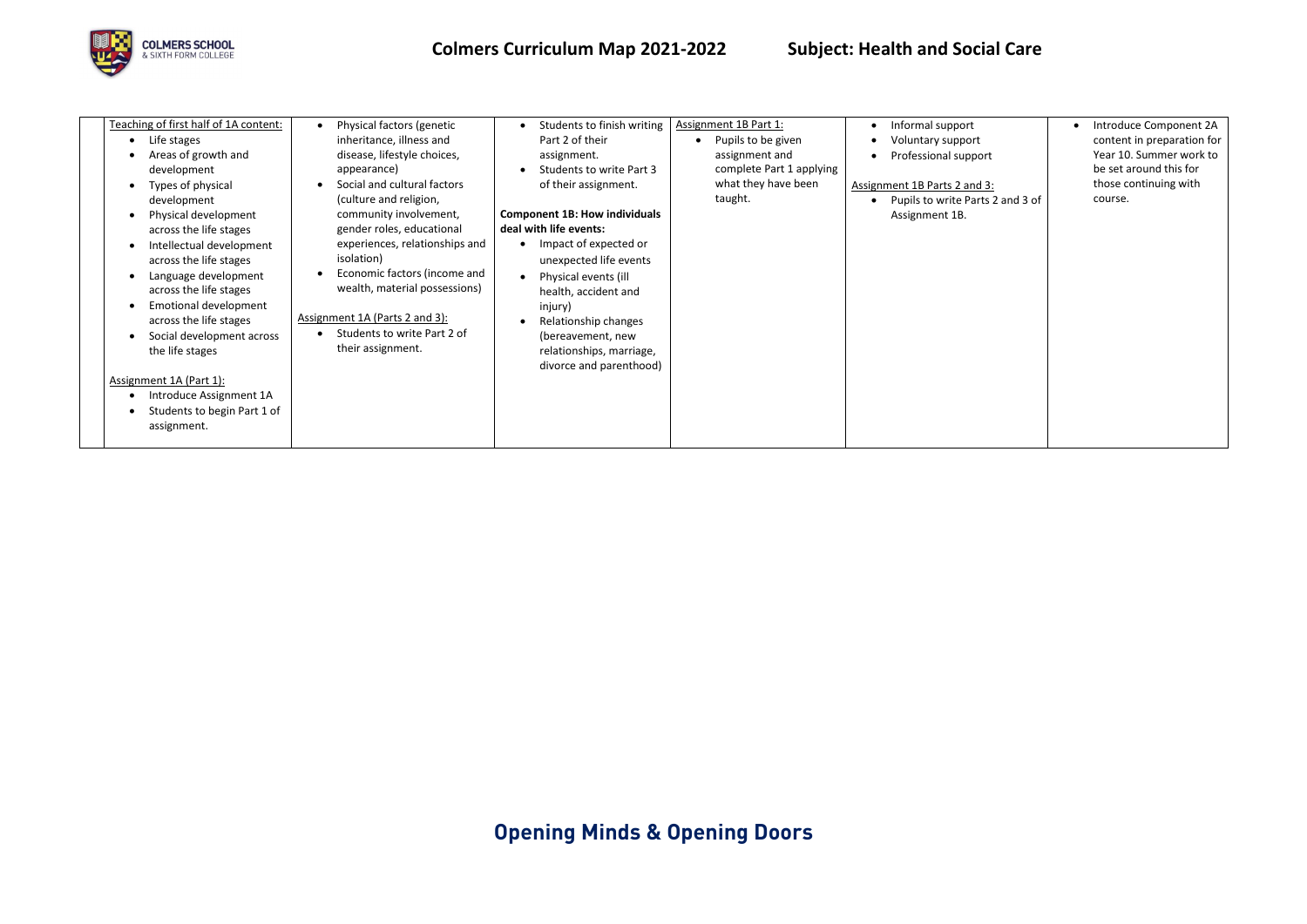| | | | | | | |
|---|---|---|---|---|---|---|
| | Teaching of first half of 1A content:<br>• Life stages<br>• Areas of growth and development<br>• Types of physical development<br>• Physical development across the life stages<br>• Intellectual development across the life stages<br>• Language development across the life stages<br>• Emotional development across the life stages<br>• Social development across the life stages<br><br>Assignment 1A (Part 1):<br>• Introduce Assignment 1A<br>• Students to begin Part 1 of assignment. | • Physical factors (genetic inheritance, illness and disease, lifestyle choices, appearance)<br>• Social and cultural factors (culture and religion, community involvement, gender roles, educational experiences, relationships and isolation)<br>• Economic factors (income and wealth, material possessions)<br><br>Assignment 1A (Parts 2 and 3):<br>• Students to write Part 2 of their assignment. | • Students to finish writing Part 2 of their assignment.<br>• Students to write Part 3 of their assignment.<br><br>**Component 1B: How individuals deal with life events:**<br>• Impact of expected or unexpected life events<br>• Physical events (ill health, accident and injury)<br>• Relationship changes (bereavement, new relationships, marriage, divorce and parenthood) | Assignment 1B Part 1:<br>• Pupils to be given assignment and complete Part 1 applying what they have been taught. | • Informal support<br>• Voluntary support<br>• Professional support<br><br>Assignment 1B Parts 2 and 3:<br>• Pupils to write Parts 2 and 3 of Assignment 1B. | • Introduce Component 2A content in preparation for Year 10. Summer work to be set around this for those continuing with course. |